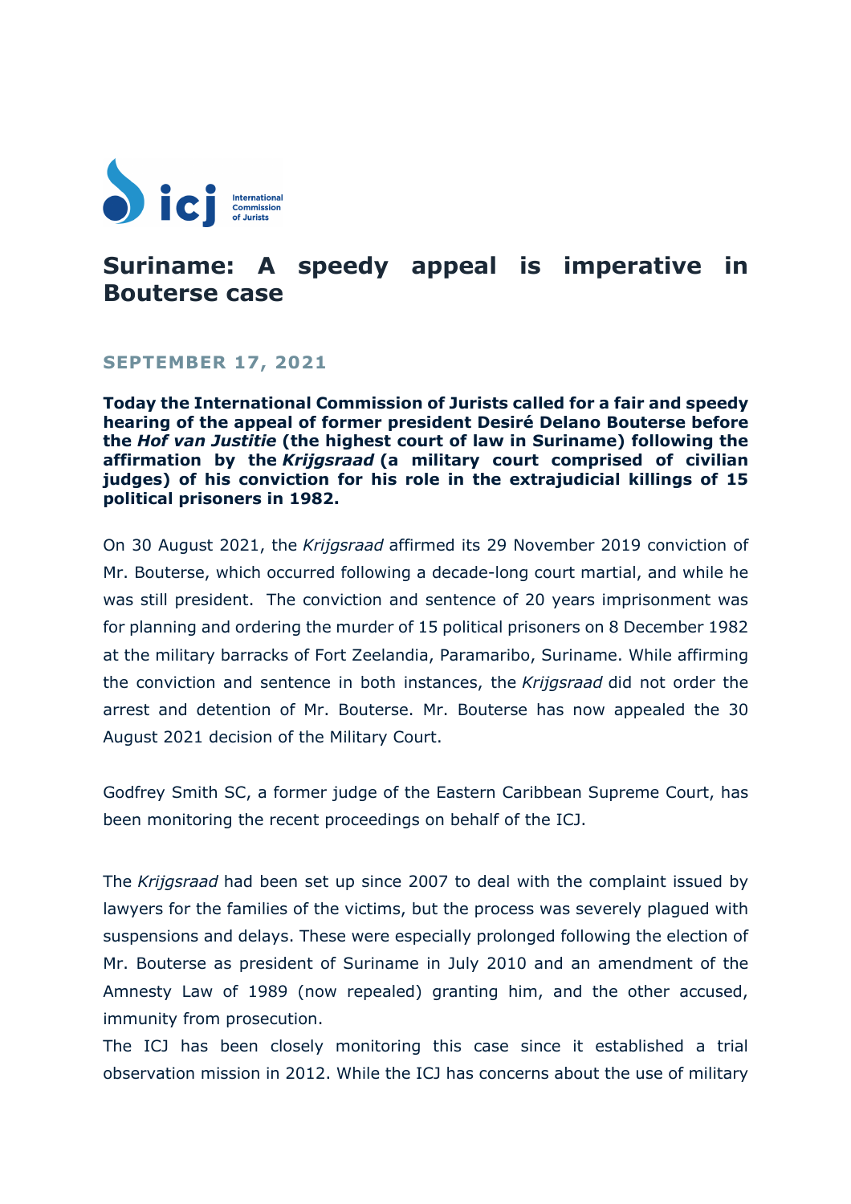# Suriname: A speedy appeal is imperative in Bouterse case

**SEPTEMBER 17, 2021**

**Today the International Commission of Jurists called for a fair and speedy hearing of the appeal of former president Desiré Delano Bouterse before the *Hof van Justitie* (the highest court of law in Suriname) following the affirmation by the *Krijgsraad* (a military court comprised of civilian judges) of his conviction for his role in the extrajudicial killings of 15 political prisoners in 1982.**

On 30 August 2021, the *Krijgsraad* affirmed its 29 November 2019 conviction of Mr. Bouterse, which occurred following a decade-long court martial, and while he was still president. The conviction and sentence of 20 years imprisonment was for planning and ordering the murder of 15 political prisoners on 8 December 1982 at the military barracks of Fort Zeelandia, Paramaribo, Suriname. While affirming the conviction and sentence in both instances, the *Krijgsraad* did not order the arrest and detention of Mr. Bouterse. Mr. Bouterse has now appealed the 30 August 2021 decision of the Military Court.

Godfrey Smith SC, a former judge of the Eastern Caribbean Supreme Court, has been monitoring the recent proceedings on behalf of the ICJ.

The *Krijgsraad* had been set up since 2007 to deal with the complaint issued by lawyers for the families of the victims, but the process was severely plagued with suspensions and delays. These were especially prolonged following the election of Mr. Bouterse as president of Suriname in July 2010 and an amendment of the Amnesty Law of 1989 (now repealed) granting him, and the other accused, immunity from prosecution.

The ICJ has been closely monitoring this case since it established a trial observation mission in 2012. While the ICJ has concerns about the use of military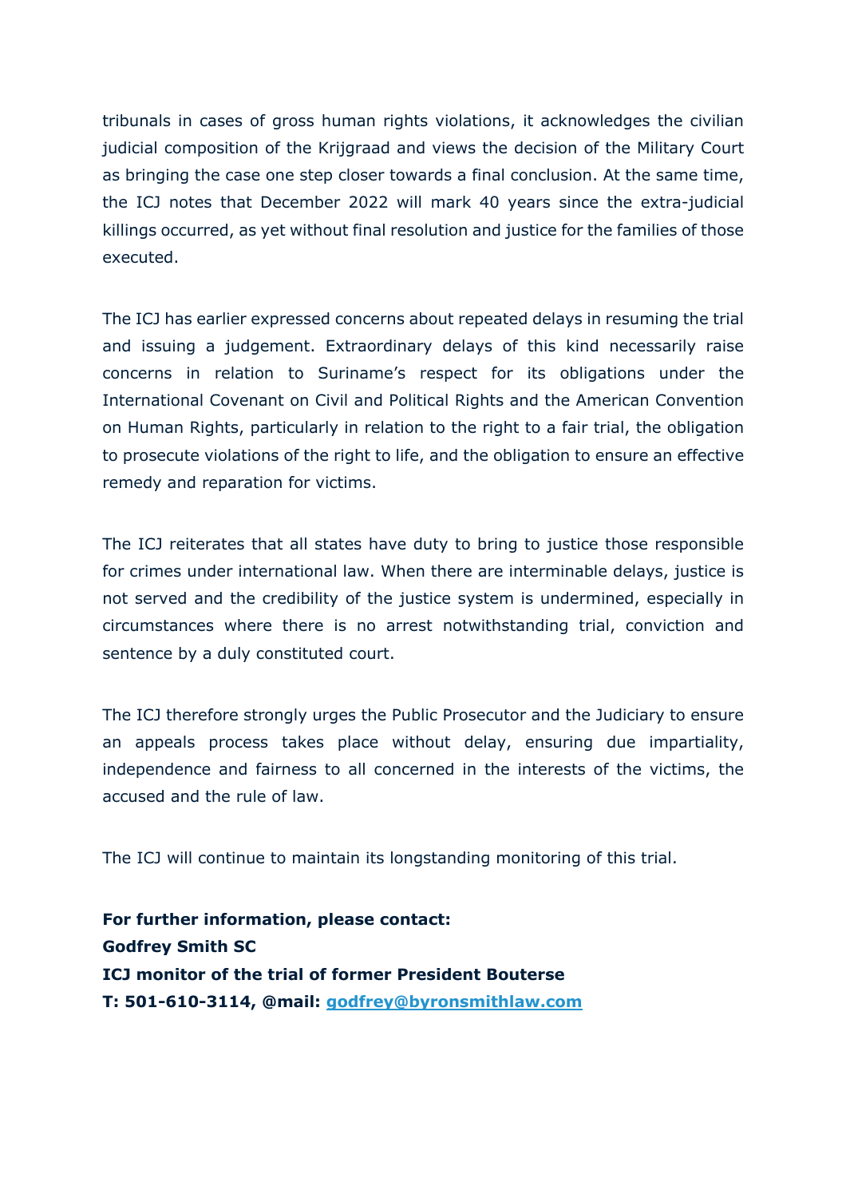tribunals in cases of gross human rights violations, it acknowledges the civilian judicial composition of the Krijgraad and views the decision of the Military Court as bringing the case one step closer towards a final conclusion. At the same time, the ICJ notes that December 2022 will mark 40 years since the extra-judicial killings occurred, as yet without final resolution and justice for the families of those executed.

The ICJ has earlier expressed concerns about repeated delays in resuming the trial and issuing a judgement. Extraordinary delays of this kind necessarily raise concerns in relation to Suriname's respect for its obligations under the International Covenant on Civil and Political Rights and the American Convention on Human Rights, particularly in relation to the right to a fair trial, the obligation to prosecute violations of the right to life, and the obligation to ensure an effective remedy and reparation for victims.

The ICJ reiterates that all states have duty to bring to justice those responsible for crimes under international law. When there are interminable delays, justice is not served and the credibility of the justice system is undermined, especially in circumstances where there is no arrest notwithstanding trial, conviction and sentence by a duly constituted court.

The ICJ therefore strongly urges the Public Prosecutor and the Judiciary to ensure an appeals process takes place without delay, ensuring due impartiality, independence and fairness to all concerned in the interests of the victims, the accused and the rule of law.

The ICJ will continue to maintain its longstanding monitoring of this trial.

**For further information, please contact:**
**Godfrey Smith SC**
**ICJ monitor of the trial of former President Bouterse**
**T: 501-610-3114, @mail: [godfrey@byronsmithlaw.com](mailto:godfrey@byronsmithlaw.com)**